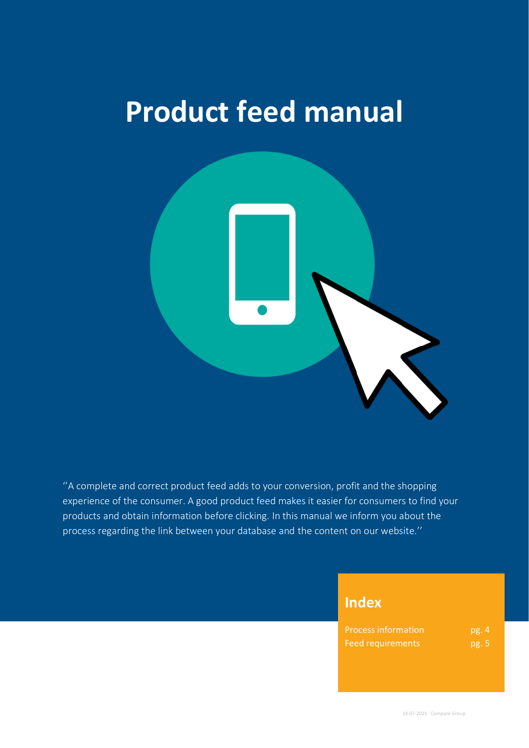# Product feed manual

''A complete and correct product feed adds to your conversion, profit and the shopping experience of the consumer. A good product feed makes it easier for consumers to find your products and obtain information before clicking. In this manual we inform you about the process regarding the link between your database and the content on our website.''

## Index

| | |
|---|---|
| Process information | pg. 4 |
| Feed requirements | pg. 5 |

14-07-2021 Compare Group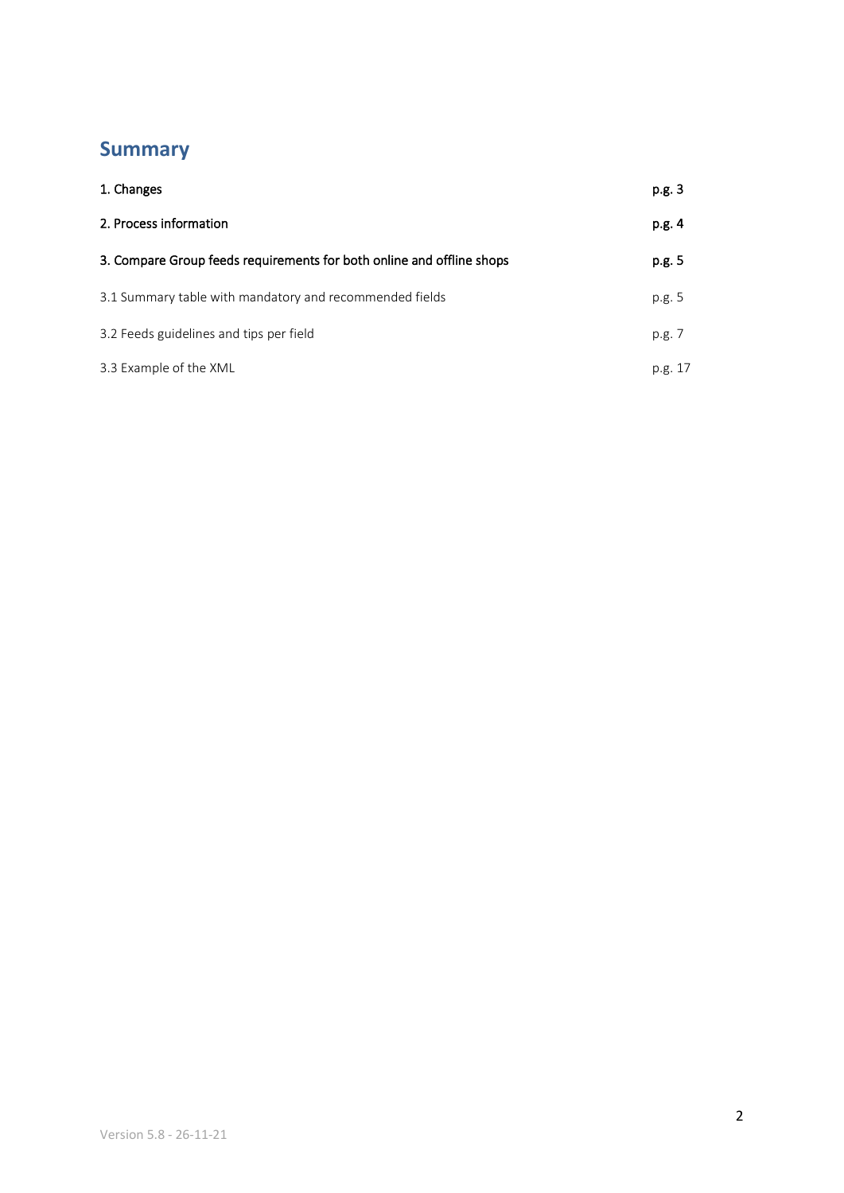## Summary

| | |
|---|---|
| **1. Changes** | **p.g. 3** |
| **2. Process information** | **p.g. 4** |
| **3. Compare Group feeds requirements for both online and offline shops** | **p.g. 5** |
| 3.1 Summary table with mandatory and recommended fields | p.g. 5 |
| 3.2 Feeds guidelines and tips per field | p.g. 7 |
| 3.3 Example of the XML | p.g. 17 |

Version 5.8 - 26-11-21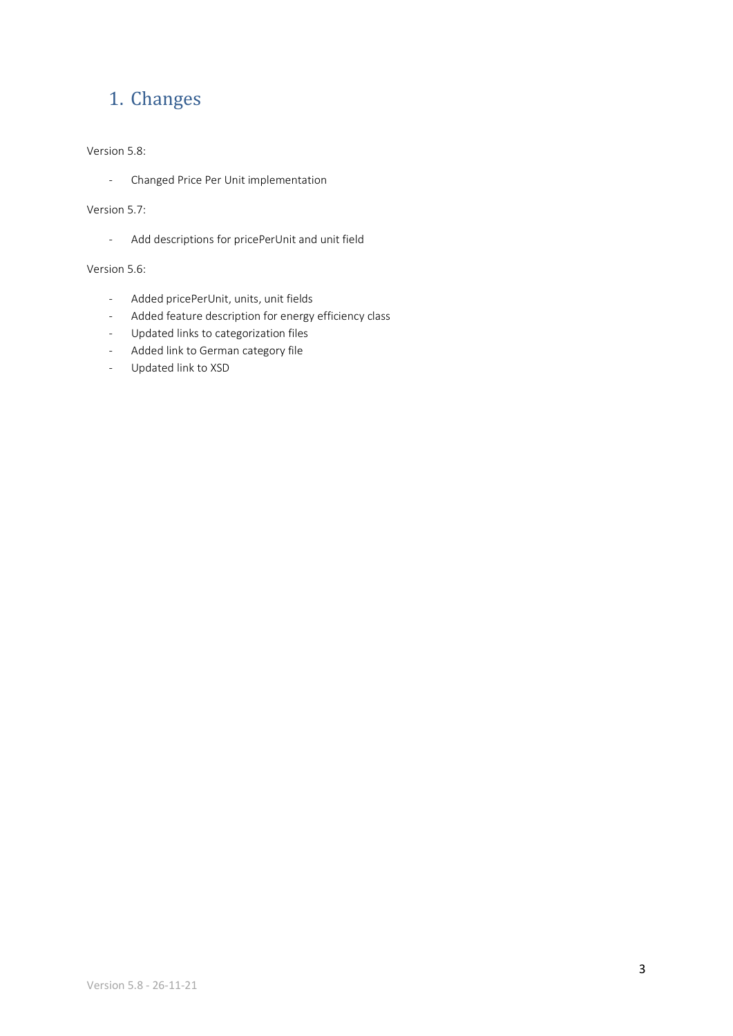# 1. Changes

Version 5.8:

- Changed Price Per Unit implementation

Version 5.7:

- Add descriptions for pricePerUnit and unit field

Version 5.6:

- Added pricePerUnit, units, unit fields
- Added feature description for energy efficiency class
- Updated links to categorization files
- Added link to German category file
- Updated link to XSD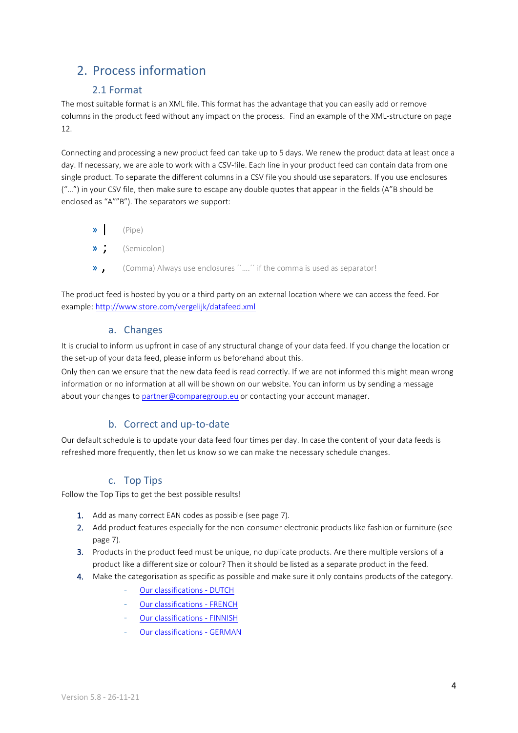# 2. Process information

## 2.1 Format

The most suitable format is an XML file. This format has the advantage that you can easily add or remove columns in the product feed without any impact on the process. Find an example of the XML-structure on page 12.

Connecting and processing a new product feed can take up to 5 days. We renew the product data at least once a day. If necessary, we are able to work with a CSV-file. Each line in your product feed can contain data from one single product. To separate the different columns in a CSV file you should use separators. If you use enclosures ("…") in your CSV file, then make sure to escape any double quotes that appear in the fields (A"B should be enclosed as "A""B"). The separators we support:

- | (Pipe)
- ; (Semicolon)
- , (Comma) Always use enclosures ´´….´´ if the comma is used as separator!

The product feed is hosted by you or a third party on an external location where we can access the feed. For example: http://www.store.com/vergelijk/datafeed.xml

### a. Changes

It is crucial to inform us upfront in case of any structural change of your data feed. If you change the location or the set-up of your data feed, please inform us beforehand about this.

Only then can we ensure that the new data feed is read correctly. If we are not informed this might mean wrong information or no information at all will be shown on our website. You can inform us by sending a message about your changes to partner@comparegroup.eu or contacting your account manager.

### b. Correct and up-to-date

Our default schedule is to update your data feed four times per day. In case the content of your data feeds is refreshed more frequently, then let us know so we can make the necessary schedule changes.

### c. Top Tips

Follow the Top Tips to get the best possible results!

1. Add as many correct EAN codes as possible (see page 7).
2. Add product features especially for the non-consumer electronic products like fashion or furniture (see page 7).
3. Products in the product feed must be unique, no duplicate products. Are there multiple versions of a product like a different size or colour? Then it should be listed as a separate product in the feed.
4. Make the categorisation as specific as possible and make sure it only contains products of the category.
   - Our classifications - DUTCH
   - Our classifications - FRENCH
   - Our classifications - FINNISH
   - Our classifications - GERMAN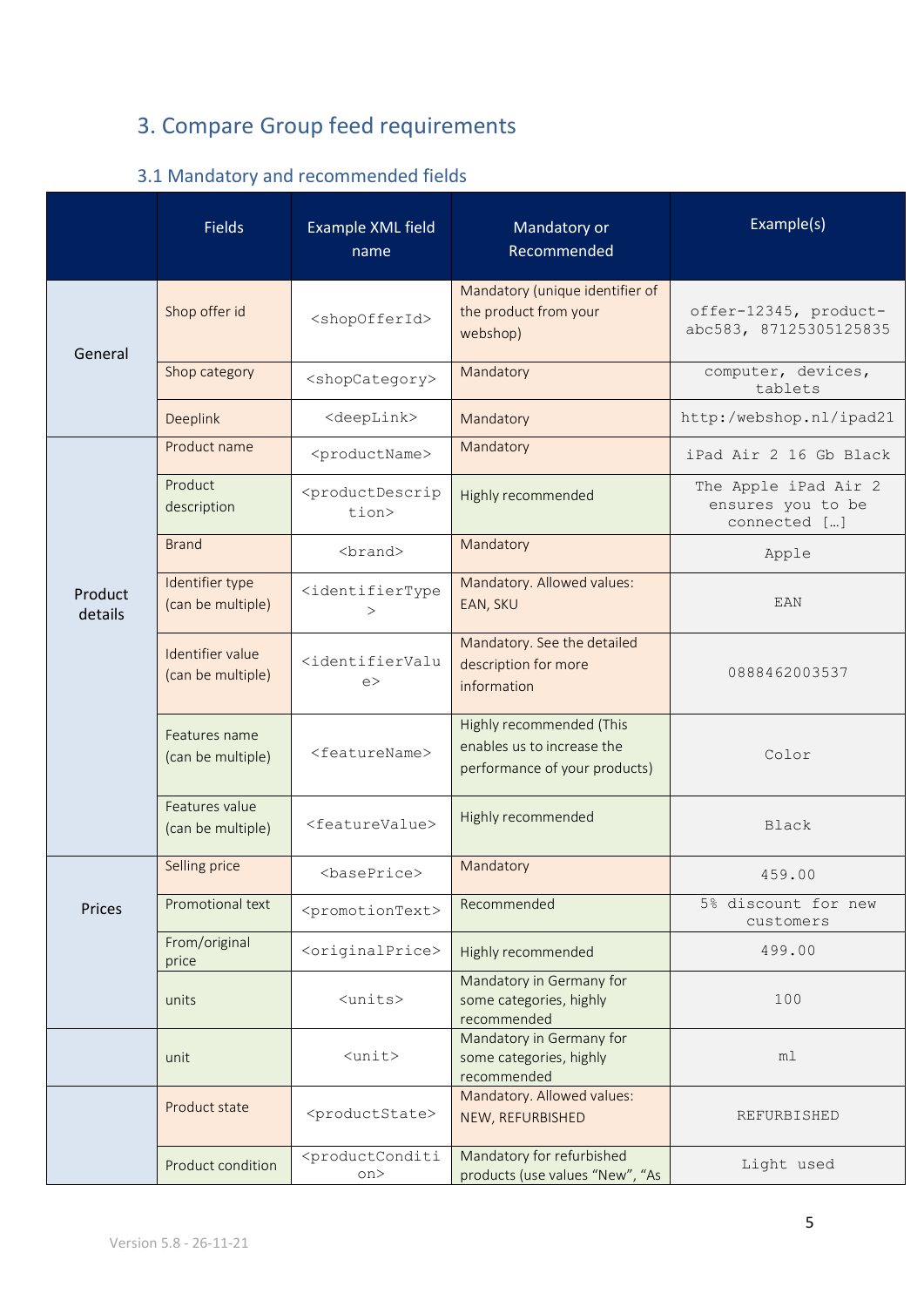## 3. Compare Group feed requirements

### 3.1 Mandatory and recommended fields

| | Fields | Example XML field name | Mandatory or Recommended | Example(s) |
|---|---|---|---|---|
| General | Shop offer id | `<shopOfferId>` | Mandatory (unique identifier of the product from your webshop) | `offer-12345, product-abc583, 87125305125835` |
| | Shop category | `<shopCategory>` | Mandatory | `computer, devices, tablets` |
| | Deeplink | `<deepLink>` | Mandatory | `http:/webshop.nl/ipad21` |
| Product details | Product name | `<productName>` | Mandatory | `iPad Air 2 16 Gb Black` |
| | Product description | `<productDescription>` | Highly recommended | `The Apple iPad Air 2 ensures you to be connected […]` |
| | Brand | `<brand>` | Mandatory | `Apple` |
| | Identifier type (can be multiple) | `<identifierType>` | Mandatory. Allowed values: EAN, SKU | `EAN` |
| | Identifier value (can be multiple) | `<identifierValue>` | Mandatory. See the detailed description for more information | `0888462003537` |
| | Features name (can be multiple) | `<featureName>` | Highly recommended (This enables us to increase the performance of your products) | `Color` |
| | Features value (can be multiple) | `<featureValue>` | Highly recommended | `Black` |
| Prices | Selling price | `<basePrice>` | Mandatory | `459.00` |
| | Promotional text | `<promotionText>` | Recommended | `5% discount for new customers` |
| | From/original price | `<originalPrice>` | Highly recommended | `499.00` |
| | units | `<units>` | Mandatory in Germany for some categories, highly recommended | `100` |
| | unit | `<unit>` | Mandatory in Germany for some categories, highly recommended | `ml` |
| | Product state | `<productState>` | Mandatory. Allowed values: NEW, REFURBISHED | `REFURBISHED` |
| | Product condition | `<productCondition>` | Mandatory for refurbished products (use values "New", "As | `Light used` |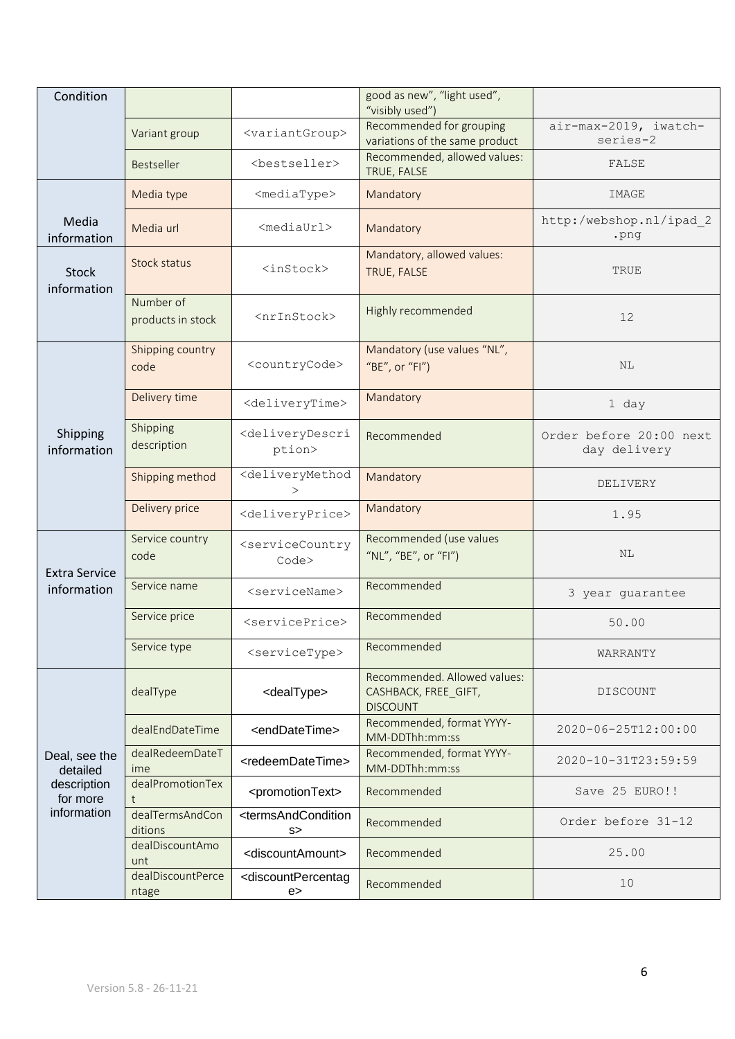| Condition | | | good as new", "light used", "visibly used") | |
|---|---|---|---|---|
| | Variant group | <variantGroup> | Recommended for grouping variations of the same product | air-max-2019, iwatch-series-2 |
| | Bestseller | <bestseller> | Recommended, allowed values: TRUE, FALSE | FALSE |
| Media information | Media type | <mediaType> | Mandatory | IMAGE |
| | Media url | <mediaUrl> | Mandatory | http:/webshop.nl/ipad_2.png |
| Stock information | Stock status | <inStock> | Mandatory, allowed values: TRUE, FALSE | TRUE |
| | Number of products in stock | <nrInStock> | Highly recommended | 12 |
| Shipping information | Shipping country code | <countryCode> | Mandatory (use values "NL", "BE", or "FI") | NL |
| | Delivery time | <deliveryTime> | Mandatory | 1 day |
| | Shipping description | <deliveryDescription> | Recommended | Order before 20:00 next day delivery |
| | Shipping method | <deliveryMethod> | Mandatory | DELIVERY |
| | Delivery price | <deliveryPrice> | Mandatory | 1.95 |
| Extra Service information | Service country code | <serviceCountryCode> | Recommended (use values "NL", "BE", or "FI") | NL |
| | Service name | <serviceName> | Recommended | 3 year guarantee |
| | Service price | <servicePrice> | Recommended | 50.00 |
| | Service type | <serviceType> | Recommended | WARRANTY |
| Deal, see the detailed description for more information | dealType | <dealType> | Recommended. Allowed values: CASHBACK, FREE_GIFT, DISCOUNT | DISCOUNT |
| | dealEndDateTime | <endDateTime> | Recommended, format YYYY-MM-DDThh:mm:ss | 2020-06-25T12:00:00 |
| | dealRedeemDateTime | <redeemDateTime> | Recommended, format YYYY-MM-DDThh:mm:ss | 2020-10-31T23:59:59 |
| | dealPromotionText | <promotionText> | Recommended | Save 25 EURO!! |
| | dealTermsAndConditions | <termsAndConditions> | Recommended | Order before 31-12 |
| | dealDiscountAmount | <discountAmount> | Recommended | 25.00 |
| | dealDiscountPercentage | <discountPercentage> | Recommended | 10 |

Version 5.8 - 26-11-21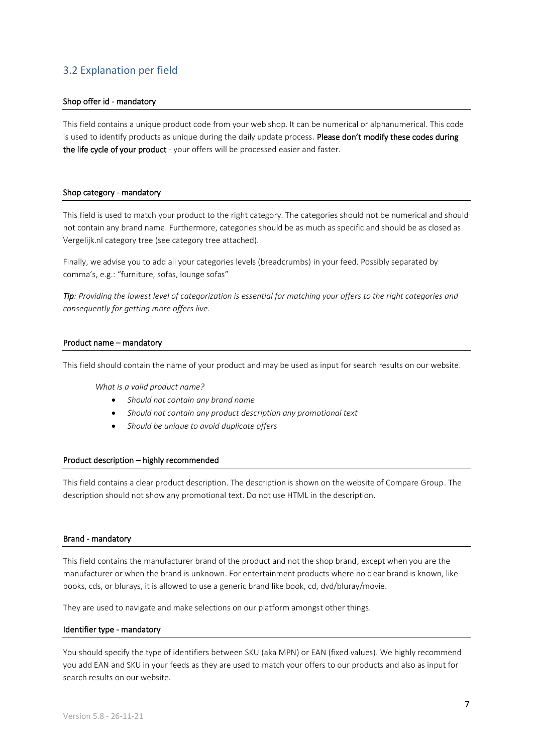## 3.2 Explanation per field

#### Shop offer id - mandatory

This field contains a unique product code from your web shop. It can be numerical or alphanumerical. This code is used to identify products as unique during the daily update process. **Please don't modify these codes during the life cycle of your product** - your offers will be processed easier and faster.

#### Shop category - mandatory

This field is used to match your product to the right category. The categories should not be numerical and should not contain any brand name. Furthermore, categories should be as much as specific and should be as closed as Vergelijk.nl category tree (see category tree attached).

Finally, we advise you to add all your categories levels (breadcrumbs) in your feed. Possibly separated by comma's, e.g.: "furniture, sofas, lounge sofas"

***Tip***: *Providing the lowest level of categorization is essential for matching your offers to the right categories and consequently for getting more offers live.*

#### Product name – mandatory

This field should contain the name of your product and may be used as input for search results on our website.

*What is a valid product name?*

- *Should not contain any brand name*
- *Should not contain any product description any promotional text*
- *Should be unique to avoid duplicate offers*

#### Product description – highly recommended

This field contains a clear product description. The description is shown on the website of Compare Group. The description should not show any promotional text. Do not use HTML in the description.

#### Brand - mandatory

This field contains the manufacturer brand of the product and not the shop brand, except when you are the manufacturer or when the brand is unknown. For entertainment products where no clear brand is known, like books, cds, or blurays, it is allowed to use a generic brand like book, cd, dvd/bluray/movie.

They are used to navigate and make selections on our platform amongst other things.

#### Identifier type - mandatory

You should specify the type of identifiers between SKU (aka MPN) or EAN (fixed values). We highly recommend you add EAN and SKU in your feeds as they are used to match your offers to our products and also as input for search results on our website.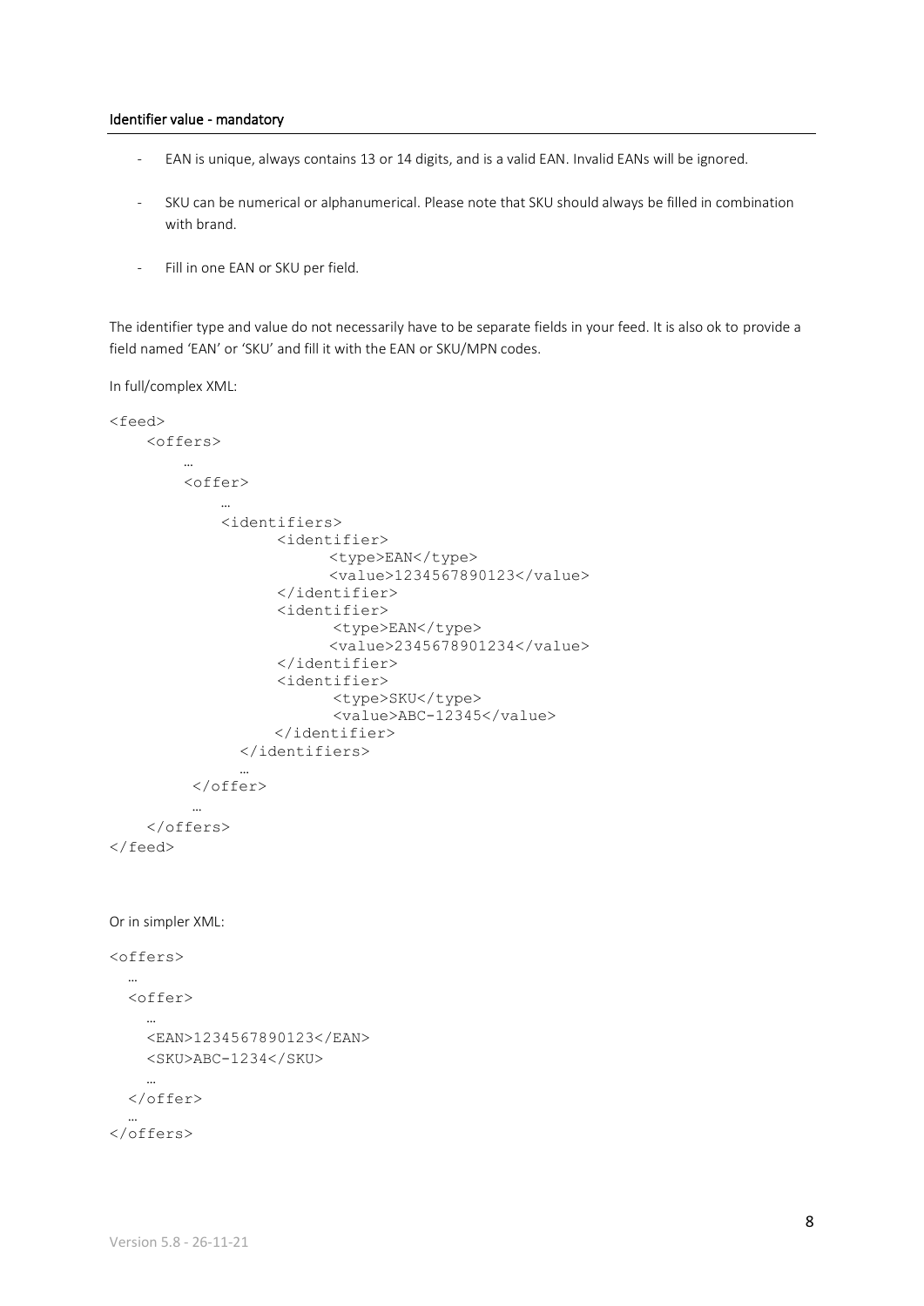#### Identifier value - mandatory

- EAN is unique, always contains 13 or 14 digits, and is a valid EAN. Invalid EANs will be ignored.
- SKU can be numerical or alphanumerical. Please note that SKU should always be filled in combination with brand.
- Fill in one EAN or SKU per field.

The identifier type and value do not necessarily have to be separate fields in your feed. It is also ok to provide a field named 'EAN' or 'SKU' and fill it with the EAN or SKU/MPN codes.

In full/complex XML:

```
<feed>
    <offers>
        …
        <offer>
            …
            <identifiers>
                  <identifier>
                        <type>EAN</type>
                        <value>1234567890123</value>
                  </identifier>
                  <identifier>
                        <type>EAN</type>
                        <value>2345678901234</value>
                  </identifier>
                  <identifier>
                        <type>SKU</type>
                        <value>ABC-12345</value>
                  </identifier>
              </identifiers>
              …
         </offer>
        …
    </offers>
</feed>
```

Or in simpler XML:

```
<offers>
  …
  <offer>
    …
    <EAN>1234567890123</EAN>
    <SKU>ABC-1234</SKU>
    …
  </offer>
  …
</offers>
```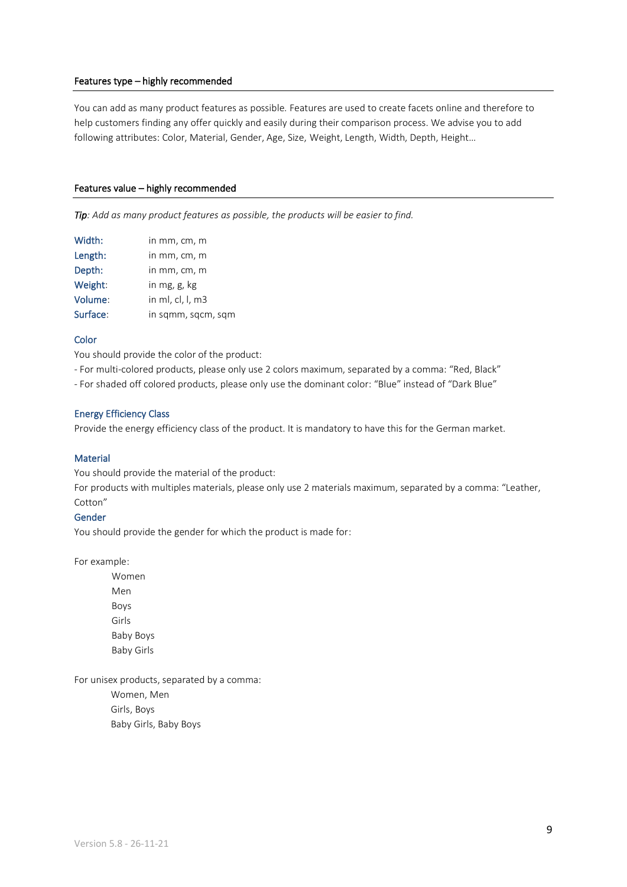## Features type – highly recommended

You can add as many product features as possible. Features are used to create facets online and therefore to help customers finding any offer quickly and easily during their comparison process. We advise you to add following attributes: Color, Material, Gender, Age, Size, Weight, Length, Width, Depth, Height…

## Features value – highly recommended

***Tip**: Add as many product features as possible, the products will be easier to find.*

| | |
|---|---|
| Width: | in mm, cm, m |
| Length: | in mm, cm, m |
| Depth: | in mm, cm, m |
| Weight: | in mg, g, kg |
| Volume: | in ml, cl, l, m3 |
| Surface: | in sqmm, sqcm, sqm |

### Color

You should provide the color of the product:

- For multi-colored products, please only use 2 colors maximum, separated by a comma: "Red, Black"
- For shaded off colored products, please only use the dominant color: "Blue" instead of "Dark Blue"

### Energy Efficiency Class

Provide the energy efficiency class of the product. It is mandatory to have this for the German market.

### Material

You should provide the material of the product:

For products with multiples materials, please only use 2 materials maximum, separated by a comma: "Leather, Cotton"

### Gender

You should provide the gender for which the product is made for:

For example:

- Women
- Men
- Boys
- Girls
- Baby Boys
- Baby Girls

For unisex products, separated by a comma:

- Women, Men
- Girls, Boys
- Baby Girls, Baby Boys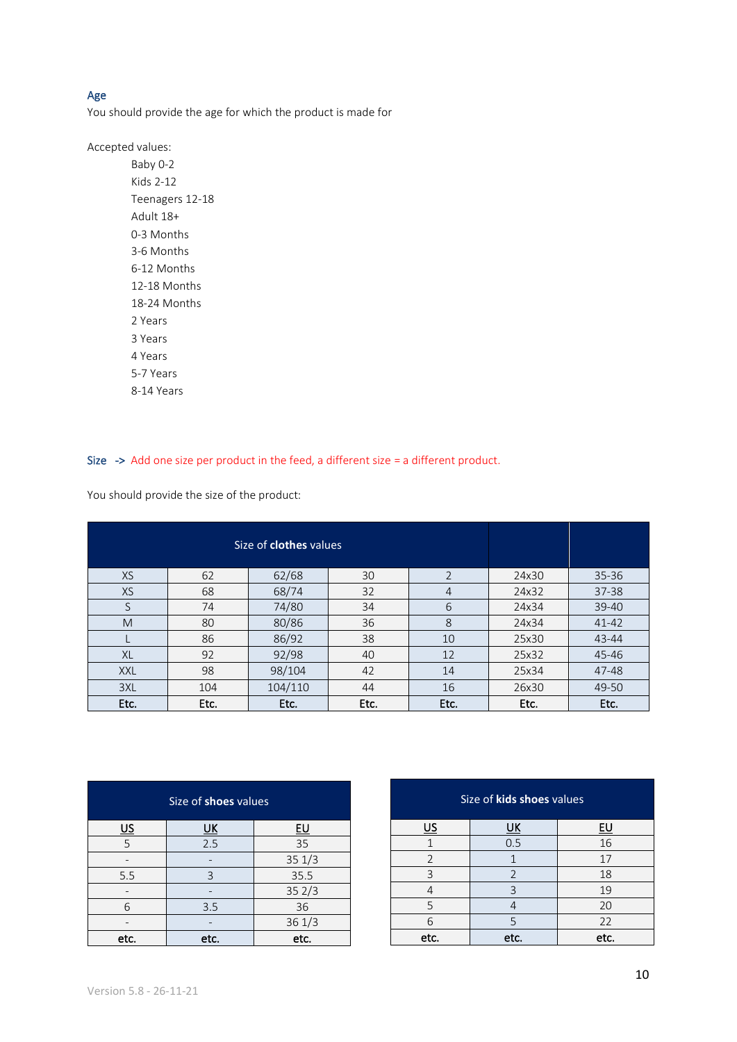### Age

You should provide the age for which the product is made for

Accepted values:

- Baby 0-2
- Kids 2-12
- Teenagers 12-18
- Adult 18+
- 0-3 Months
- 3-6 Months
- 6-12 Months
- 12-18 Months
- 18-24 Months
- 2 Years
- 3 Years
- 4 Years
- 5-7 Years
- 8-14 Years

### Size -> Add one size per product in the feed, a different size = a different product.

You should provide the size of the product:

| Size of **clothes** values | | | | | | |
|---|---|---|---|---|---|---|
| XS | 62 | 62/68 | 30 | 2 | 24x30 | 35-36 |
| XS | 68 | 68/74 | 32 | 4 | 24x32 | 37-38 |
| S | 74 | 74/80 | 34 | 6 | 24x34 | 39-40 |
| M | 80 | 80/86 | 36 | 8 | 24x34 | 41-42 |
| L | 86 | 86/92 | 38 | 10 | 25x30 | 43-44 |
| XL | 92 | 92/98 | 40 | 12 | 25x32 | 45-46 |
| XXL | 98 | 98/104 | 42 | 14 | 25x34 | 47-48 |
| 3XL | 104 | 104/110 | 44 | 16 | 26x30 | 49-50 |
| **Etc.** | **Etc.** | **Etc.** | **Etc.** | **Etc.** | **Etc.** | **Etc.** |

| Size of **shoes** values | | |
|---|---|---|
| US | UK | EU |
| 5 | 2.5 | 35 |
| - | - | 35 1/3 |
| 5.5 | 3 | 35.5 |
| - | - | 35 2/3 |
| 6 | 3.5 | 36 |
| - | - | 36 1/3 |
| **etc.** | **etc.** | **etc.** |

| Size of **kids shoes** values | | |
|---|---|---|
| US | UK | EU |
| 1 | 0.5 | 16 |
| 2 | 1 | 17 |
| 3 | 2 | 18 |
| 4 | 3 | 19 |
| 5 | 4 | 20 |
| 6 | 5 | 22 |
| **etc.** | **etc.** | **etc.** |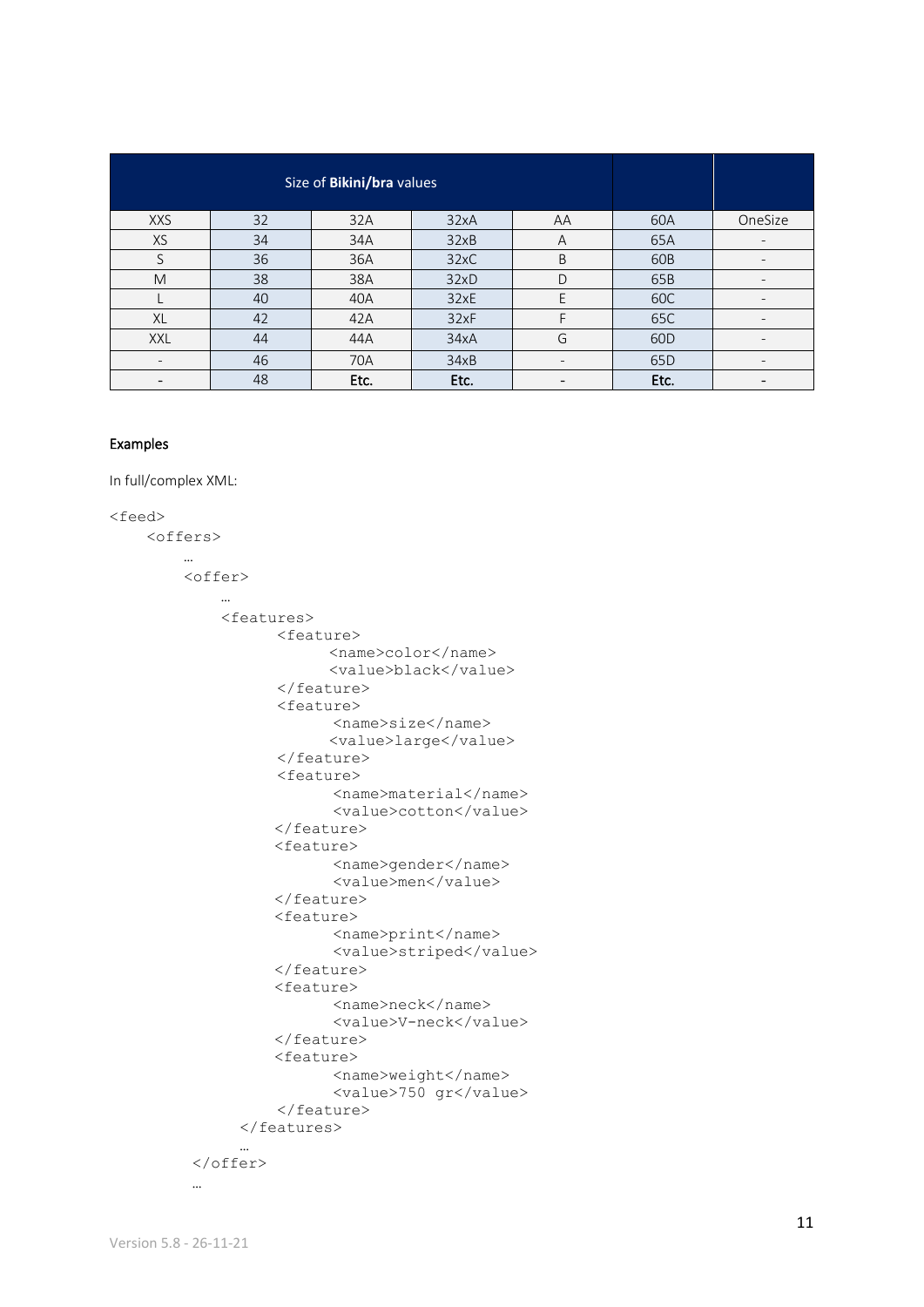| Size of **Bikini/bra** values | | | | | | |
|---|---|---|---|---|---|---|
| XXS | 32 | 32A | 32xA | AA | 60A | OneSize |
| XS | 34 | 34A | 32xB | A | 65A | - |
| S | 36 | 36A | 32xC | B | 60B | - |
| M | 38 | 38A | 32xD | D | 65B | - |
| L | 40 | 40A | 32xE | E | 60C | - |
| XL | 42 | 42A | 32xF | F | 65C | - |
| XXL | 44 | 44A | 34xA | G | 60D | - |
| - | 46 | 70A | 34xB | - | 65D | - |
| - | 48 | **Etc.** | **Etc.** | - | **Etc.** | - |

### Examples

In full/complex XML:

```
<feed>
    <offers>
        …
        <offer>
            …
            <features>
                  <feature>
                        <name>color</name>
                        <value>black</value>
                  </feature>
                  <feature>
                        <name>size</name>
                        <value>large</value>
                  </feature>
                  <feature>
                        <name>material</name>
                        <value>cotton</value>
                  </feature>
                  <feature>
                        <name>gender</name>
                        <value>men</value>
                  </feature>
                  <feature>
                        <name>print</name>
                        <value>striped</value>
                  </feature>
                  <feature>
                        <name>neck</name>
                        <value>V-neck</value>
                  </feature>
                  <feature>
                        <name>weight</name>
                        <value>750 gr</value>
                  </feature>
              </features>
              …
         </offer>
         …
```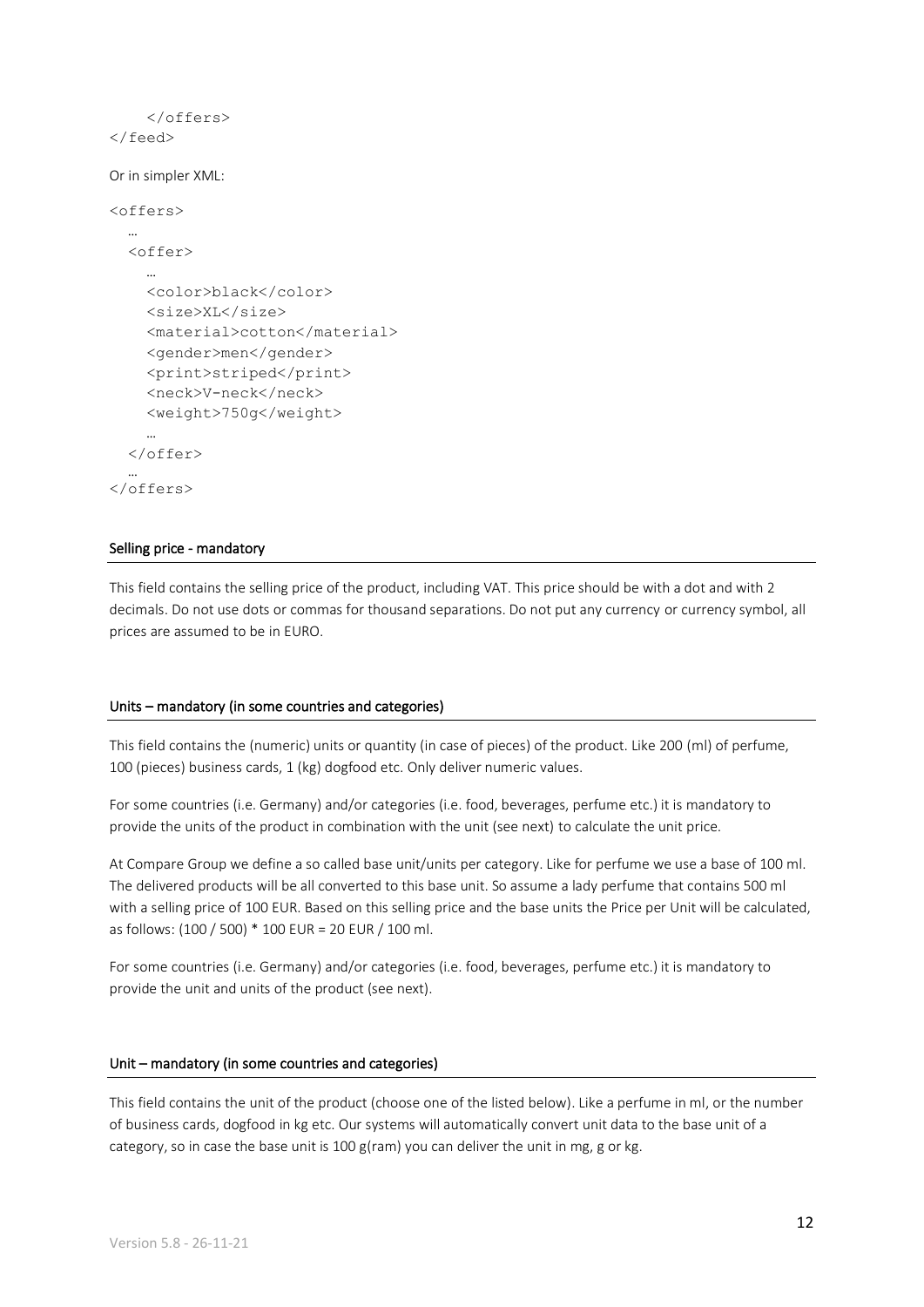```
    </offers>
</feed>
```

Or in simpler XML:

```
<offers>
  …
  <offer>
    …
    <color>black</color>
    <size>XL</size>
    <material>cotton</material>
    <gender>men</gender>
    <print>striped</print>
    <neck>V-neck</neck>
    <weight>750g</weight>
    …
  </offer>
  …
</offers>
```

## Selling price - mandatory

This field contains the selling price of the product, including VAT. This price should be with a dot and with 2 decimals. Do not use dots or commas for thousand separations. Do not put any currency or currency symbol, all prices are assumed to be in EURO.

## Units – mandatory (in some countries and categories)

This field contains the (numeric) units or quantity (in case of pieces) of the product. Like 200 (ml) of perfume, 100 (pieces) business cards, 1 (kg) dogfood etc. Only deliver numeric values.

For some countries (i.e. Germany) and/or categories (i.e. food, beverages, perfume etc.) it is mandatory to provide the units of the product in combination with the unit (see next) to calculate the unit price.

At Compare Group we define a so called base unit/units per category. Like for perfume we use a base of 100 ml. The delivered products will be all converted to this base unit. So assume a lady perfume that contains 500 ml with a selling price of 100 EUR. Based on this selling price and the base units the Price per Unit will be calculated, as follows: (100 / 500) * 100 EUR = 20 EUR / 100 ml.

For some countries (i.e. Germany) and/or categories (i.e. food, beverages, perfume etc.) it is mandatory to provide the unit and units of the product (see next).

## Unit – mandatory (in some countries and categories)

This field contains the unit of the product (choose one of the listed below). Like a perfume in ml, or the number of business cards, dogfood in kg etc. Our systems will automatically convert unit data to the base unit of a category, so in case the base unit is 100 g(ram) you can deliver the unit in mg, g or kg.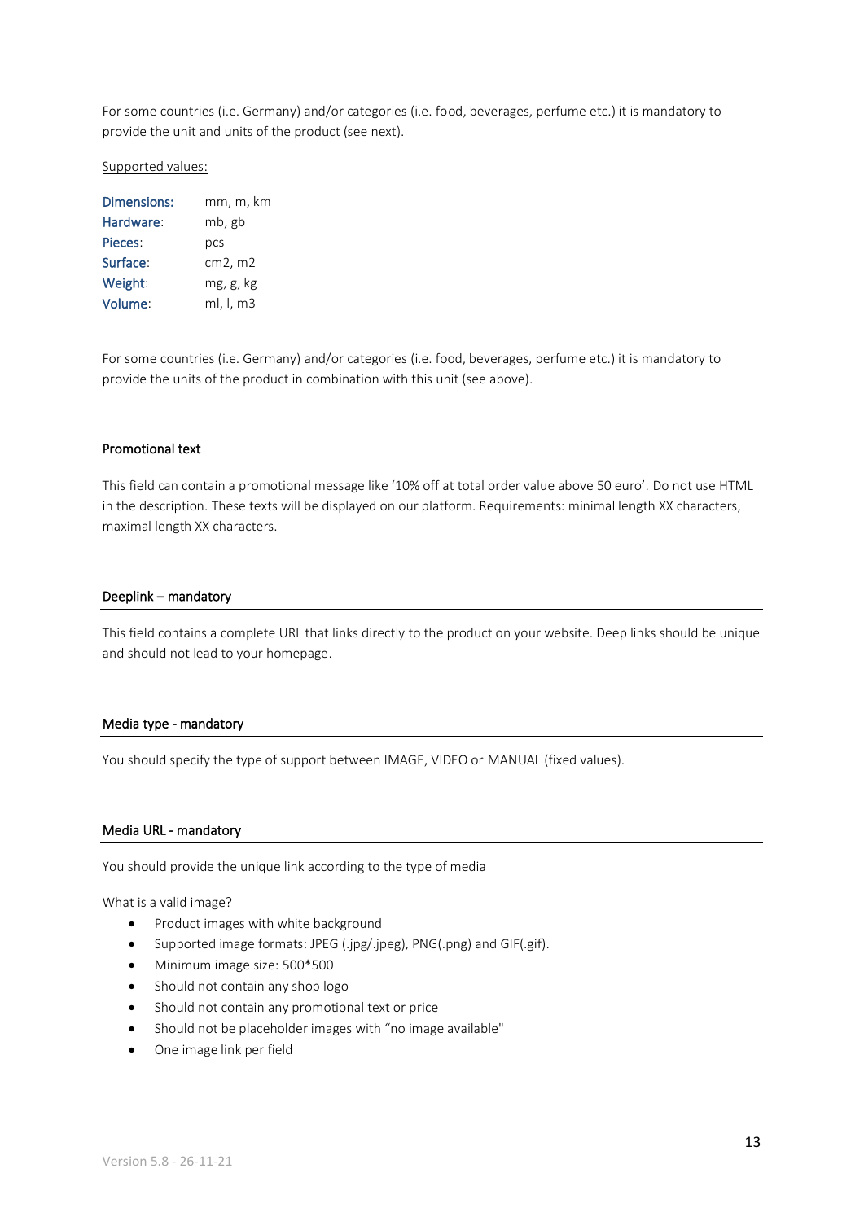For some countries (i.e. Germany) and/or categories (i.e. food, beverages, perfume etc.) it is mandatory to provide the unit and units of the product (see next).

Supported values:

| | |
|---|---|
| Dimensions: | mm, m, km |
| Hardware: | mb, gb |
| Pieces: | pcs |
| Surface: | cm2, m2 |
| Weight: | mg, g, kg |
| Volume: | ml, l, m3 |

For some countries (i.e. Germany) and/or categories (i.e. food, beverages, perfume etc.) it is mandatory to provide the units of the product in combination with this unit (see above).

### Promotional text

This field can contain a promotional message like '10% off at total order value above 50 euro'. Do not use HTML in the description. These texts will be displayed on our platform. Requirements: minimal length XX characters, maximal length XX characters.

### Deeplink – mandatory

This field contains a complete URL that links directly to the product on your website. Deep links should be unique and should not lead to your homepage.

### Media type - mandatory

You should specify the type of support between IMAGE, VIDEO or MANUAL (fixed values).

### Media URL - mandatory

You should provide the unique link according to the type of media

What is a valid image?

- Product images with white background
- Supported image formats: JPEG (.jpg/.jpeg), PNG(.png) and GIF(.gif).
- Minimum image size: 500*500
- Should not contain any shop logo
- Should not contain any promotional text or price
- Should not be placeholder images with "no image available"
- One image link per field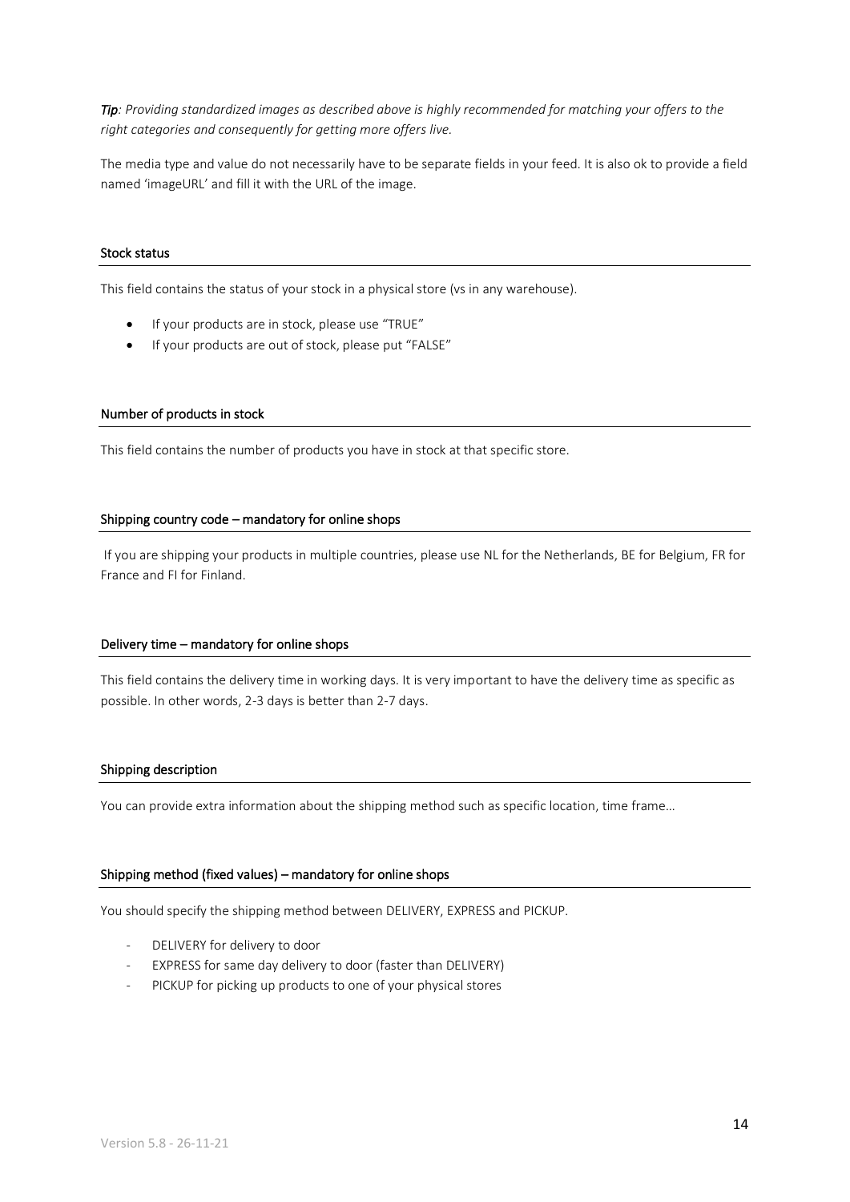*Tip: Providing standardized images as described above is highly recommended for matching your offers to the right categories and consequently for getting more offers live.*

The media type and value do not necessarily have to be separate fields in your feed. It is also ok to provide a field named 'imageURL' and fill it with the URL of the image.

### Stock status

This field contains the status of your stock in a physical store (vs in any warehouse).

- If your products are in stock, please use "TRUE"
- If your products are out of stock, please put "FALSE"

### Number of products in stock

This field contains the number of products you have in stock at that specific store.

### Shipping country code – mandatory for online shops

If you are shipping your products in multiple countries, please use NL for the Netherlands, BE for Belgium, FR for France and FI for Finland.

### Delivery time – mandatory for online shops

This field contains the delivery time in working days. It is very important to have the delivery time as specific as possible. In other words, 2-3 days is better than 2-7 days.

### Shipping description

You can provide extra information about the shipping method such as specific location, time frame…

### Shipping method (fixed values) – mandatory for online shops

You should specify the shipping method between DELIVERY, EXPRESS and PICKUP.

- DELIVERY for delivery to door
- EXPRESS for same day delivery to door (faster than DELIVERY)
- PICKUP for picking up products to one of your physical stores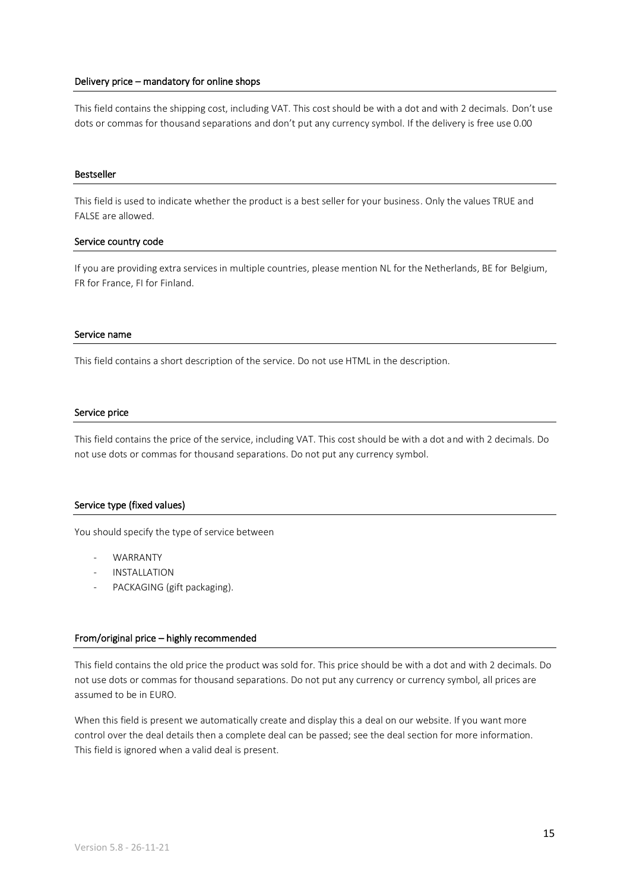### Delivery price – mandatory for online shops

This field contains the shipping cost, including VAT. This cost should be with a dot and with 2 decimals. Don't use dots or commas for thousand separations and don't put any currency symbol. If the delivery is free use 0.00

### Bestseller

This field is used to indicate whether the product is a best seller for your business. Only the values TRUE and FALSE are allowed.

### Service country code

If you are providing extra services in multiple countries, please mention NL for the Netherlands, BE for Belgium, FR for France, FI for Finland.

### Service name

This field contains a short description of the service. Do not use HTML in the description.

### Service price

This field contains the price of the service, including VAT. This cost should be with a dot and with 2 decimals. Do not use dots or commas for thousand separations. Do not put any currency symbol.

### Service type (fixed values)

You should specify the type of service between

- WARRANTY
- INSTALLATION
- PACKAGING (gift packaging).

### From/original price – highly recommended

This field contains the old price the product was sold for. This price should be with a dot and with 2 decimals. Do not use dots or commas for thousand separations. Do not put any currency or currency symbol, all prices are assumed to be in EURO.

When this field is present we automatically create and display this a deal on our website. If you want more control over the deal details then a complete deal can be passed; see the deal section for more information. This field is ignored when a valid deal is present.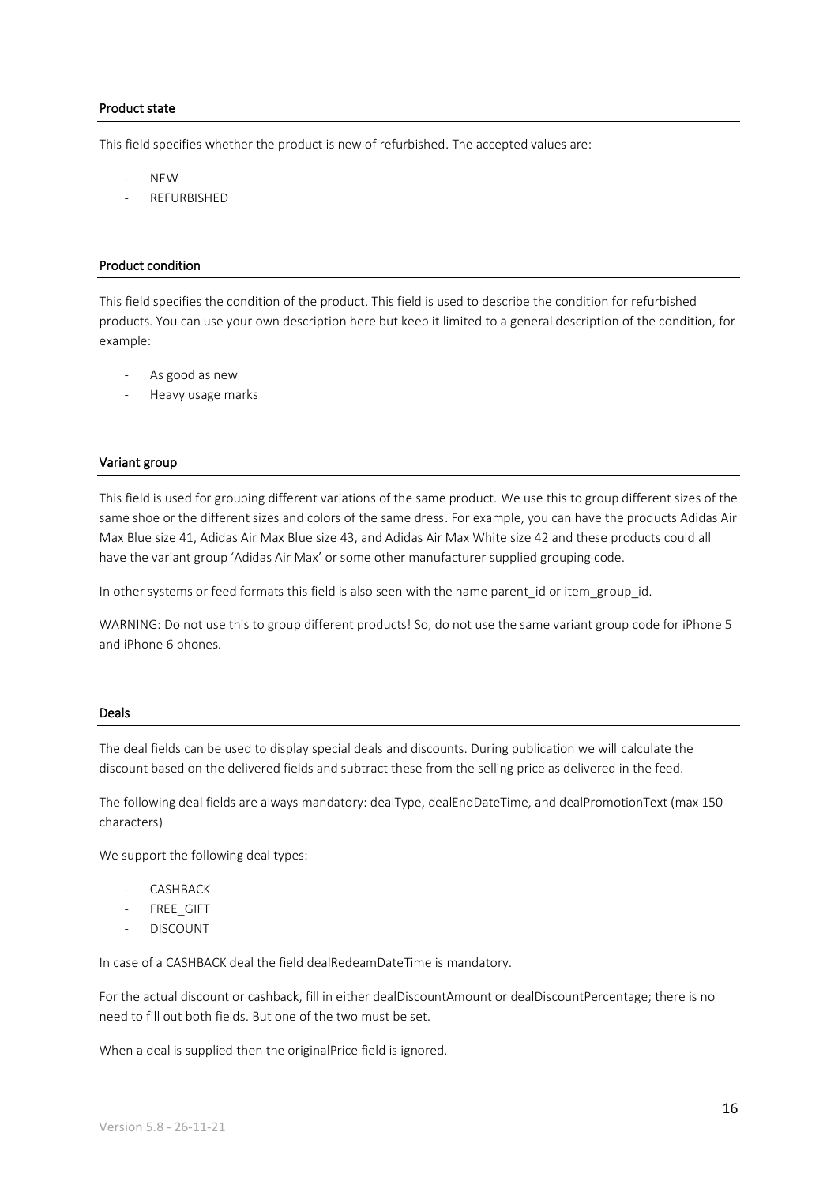### Product state

This field specifies whether the product is new of refurbished. The accepted values are:

- NEW
- REFURBISHED

### Product condition

This field specifies the condition of the product. This field is used to describe the condition for refurbished products. You can use your own description here but keep it limited to a general description of the condition, for example:

- As good as new
- Heavy usage marks

### Variant group

This field is used for grouping different variations of the same product. We use this to group different sizes of the same shoe or the different sizes and colors of the same dress. For example, you can have the products Adidas Air Max Blue size 41, Adidas Air Max Blue size 43, and Adidas Air Max White size 42 and these products could all have the variant group 'Adidas Air Max' or some other manufacturer supplied grouping code.

In other systems or feed formats this field is also seen with the name parent_id or item_group_id.

WARNING: Do not use this to group different products! So, do not use the same variant group code for iPhone 5 and iPhone 6 phones.

### Deals

The deal fields can be used to display special deals and discounts. During publication we will calculate the discount based on the delivered fields and subtract these from the selling price as delivered in the feed.

The following deal fields are always mandatory: dealType, dealEndDateTime, and dealPromotionText (max 150 characters)

We support the following deal types:

- CASHBACK
- FREE_GIFT
- DISCOUNT

In case of a CASHBACK deal the field dealRedeamDateTime is mandatory.

For the actual discount or cashback, fill in either dealDiscountAmount or dealDiscountPercentage; there is no need to fill out both fields. But one of the two must be set.

When a deal is supplied then the originalPrice field is ignored.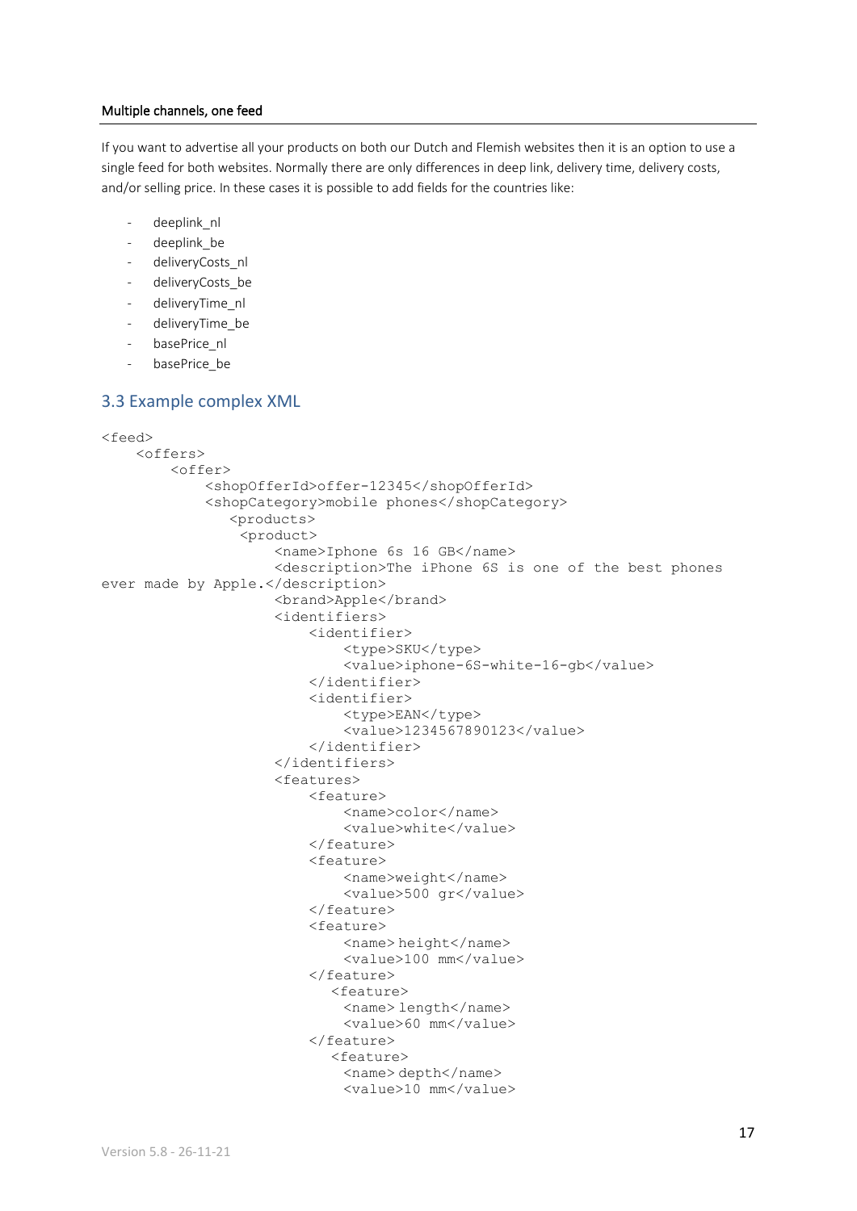**Multiple channels, one feed**

If you want to advertise all your products on both our Dutch and Flemish websites then it is an option to use a single feed for both websites. Normally there are only differences in deep link, delivery time, delivery costs, and/or selling price. In these cases it is possible to add fields for the countries like:

- deeplink_nl
- deeplink_be
- deliveryCosts_nl
- deliveryCosts_be
- deliveryTime_nl
- deliveryTime_be
- basePrice_nl
- basePrice_be

## 3.3 Example complex XML

```
<feed>
    <offers>
        <offer>
            <shopOfferId>offer-12345</shopOfferId>
            <shopCategory>mobile phones</shopCategory>
               <products>
                <product>
                    <name>Iphone 6s 16 GB</name>
                    <description>The iPhone 6S is one of the best phones
ever made by Apple.</description>
                    <brand>Apple</brand>
                    <identifiers>
                        <identifier>
                            <type>SKU</type>
                            <value>iphone-6S-white-16-gb</value>
                        </identifier>
                        <identifier>
                            <type>EAN</type>
                            <value>1234567890123</value>
                        </identifier>
                    </identifiers>
                    <features>
                        <feature>
                            <name>color</name>
                            <value>white</value>
                        </feature>
                        <feature>
                            <name>weight</name>
                            <value>500 gr</value>
                        </feature>
                        <feature>
                            <name> height</name>
                            <value>100 mm</value>
                        </feature>
                           <feature>
                            <name> length</name>
                            <value>60 mm</value>
                        </feature>
                           <feature>
                            <name> depth</name>
                            <value>10 mm</value>
```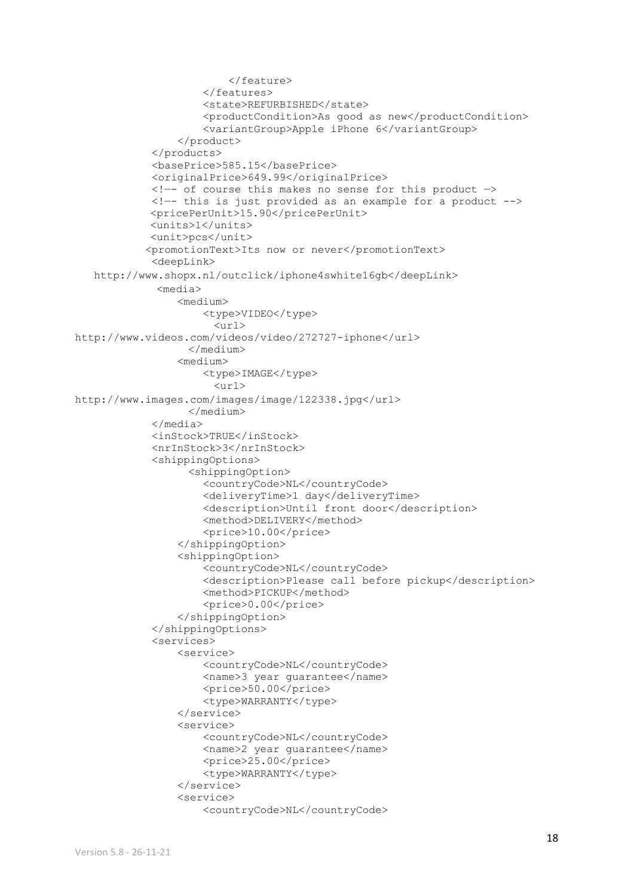```
                        </feature>
                    </features>
                    <state>REFURBISHED</state>
                    <productCondition>As good as new</productCondition>
                    <variantGroup>Apple iPhone 6</variantGroup>
                </product>
            </products>
            <basePrice>585.15</basePrice>
            <originalPrice>649.99</originalPrice>
            <!—- of course this makes no sense for this product —>
            <!—- this is just provided as an example for a product -->
            <pricePerUnit>15.90</pricePerUnit>
            <units>1</units>
            <unit>pcs</unit>
            <promotionText>Its now or never</promotionText>
            <deepLink>
    http://www.shopx.nl/outclick/iphone4swhite16gb</deepLink>
             <media>
                <medium>
                    <type>VIDEO</type>
                      <url>
http://www.videos.com/videos/video/272727-iphone</url>
                  </medium>
                <medium>
                    <type>IMAGE</type>
                      <url>
http://www.images.com/images/image/122338.jpg</url>
                  </medium>
            </media>
            <inStock>TRUE</inStock>
            <nrInStock>3</nrInStock>
            <shippingOptions>
                  <shippingOption>
                    <countryCode>NL</countryCode>
                    <deliveryTime>1 day</deliveryTime>
                    <description>Until front door</description>
                    <method>DELIVERY</method>
                    <price>10.00</price>
                </shippingOption>
                <shippingOption>
                    <countryCode>NL</countryCode>
                    <description>Please call before pickup</description>
                    <method>PICKUP</method>
                    <price>0.00</price>
                </shippingOption>
            </shippingOptions>
            <services>
                <service>
                    <countryCode>NL</countryCode>
                    <name>3 year guarantee</name>
                    <price>50.00</price>
                    <type>WARRANTY</type>
                </service>
                <service>
                    <countryCode>NL</countryCode>
                    <name>2 year guarantee</name>
                    <price>25.00</price>
                    <type>WARRANTY</type>
                </service>
                <service>
                    <countryCode>NL</countryCode>
```

Version 5.8 - 26-11-21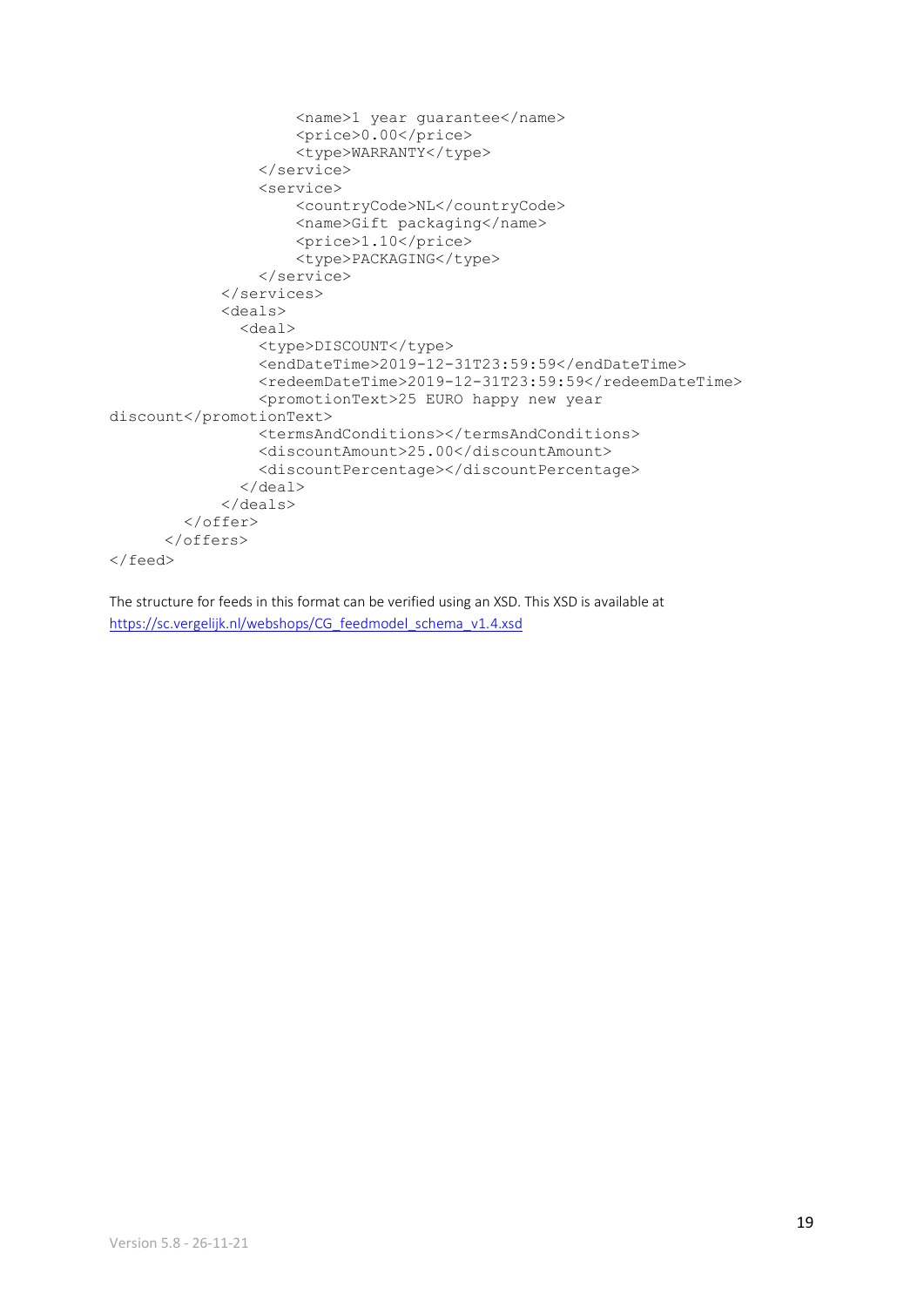```
                    <name>1 year guarantee</name>
                    <price>0.00</price>
                    <type>WARRANTY</type>
                </service>
                <service>
                    <countryCode>NL</countryCode>
                    <name>Gift packaging</name>
                    <price>1.10</price>
                    <type>PACKAGING</type>
                </service>
            </services>
            <deals>
              <deal>
                <type>DISCOUNT</type>
                <endDateTime>2019-12-31T23:59:59</endDateTime>
                <redeemDateTime>2019-12-31T23:59:59</redeemDateTime>
                <promotionText>25 EURO happy new year
discount</promotionText>
                <termsAndConditions></termsAndConditions>
                <discountAmount>25.00</discountAmount>
                <discountPercentage></discountPercentage>
              </deal>
            </deals>
        </offer>
      </offers>
</feed>
```

The structure for feeds in this format can be verified using an XSD. This XSD is available at https://sc.vergelijk.nl/webshops/CG_feedmodel_schema_v1.4.xsd

Version 5.8 - 26-11-21